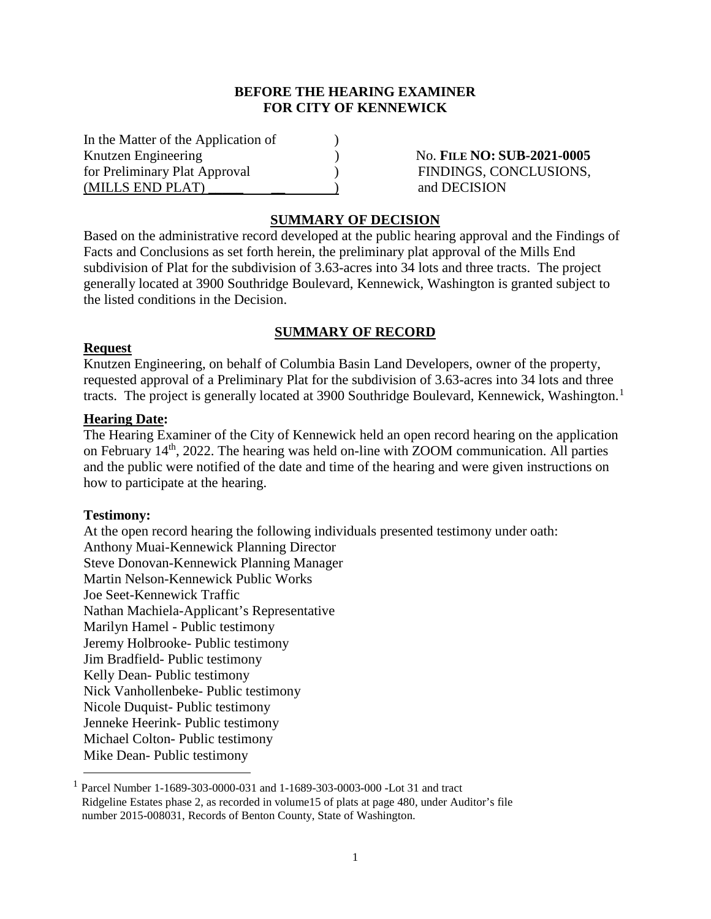**BEFORE THE HEARING EXAMINER**
**FOR CITY OF KENNEWICK**

In the Matter of the Application of )
Knutzen Engineering ) No. **FILE NO: SUB-2021-0005**
for Preliminary Plat Approval ) FINDINGS, CONCLUSIONS,
(MILLS END PLAT) ) and DECISION

## SUMMARY OF DECISION

Based on the administrative record developed at the public hearing approval and the Findings of Facts and Conclusions as set forth herein, the preliminary plat approval of the Mills End subdivision of Plat for the subdivision of 3.63-acres into 34 lots and three tracts. The project generally located at 3900 Southridge Boulevard, Kennewick, Washington is granted subject to the listed conditions in the Decision.

## SUMMARY OF RECORD

**Request**

Knutzen Engineering, on behalf of Columbia Basin Land Developers, owner of the property, requested approval of a Preliminary Plat for the subdivision of 3.63-acres into 34 lots and three tracts. The project is generally located at 3900 Southridge Boulevard, Kennewick, Washington.[1]

**Hearing Date:**

The Hearing Examiner of the City of Kennewick held an open record hearing on the application on February 14th, 2022. The hearing was held on-line with ZOOM communication. All parties and the public were notified of the date and time of the hearing and were given instructions on how to participate at the hearing.

**Testimony:**

At the open record hearing the following individuals presented testimony under oath:
Anthony Muai-Kennewick Planning Director
Steve Donovan-Kennewick Planning Manager
Martin Nelson-Kennewick Public Works
Joe Seet-Kennewick Traffic
Nathan Machiela-Applicant's Representative
Marilyn Hamel - Public testimony
Jeremy Holbrooke- Public testimony
Jim Bradfield- Public testimony
Kelly Dean- Public testimony
Nick Vanhollenbeke- Public testimony
Nicole Duquist- Public testimony
Jenneke Heerink- Public testimony
Michael Colton- Public testimony
Mike Dean- Public testimony

[1] Parcel Number 1-1689-303-0000-031 and 1-1689-303-0003-000 -Lot 31 and tract Ridgeline Estates phase 2, as recorded in volume15 of plats at page 480, under Auditor's file number 2015-008031, Records of Benton County, State of Washington.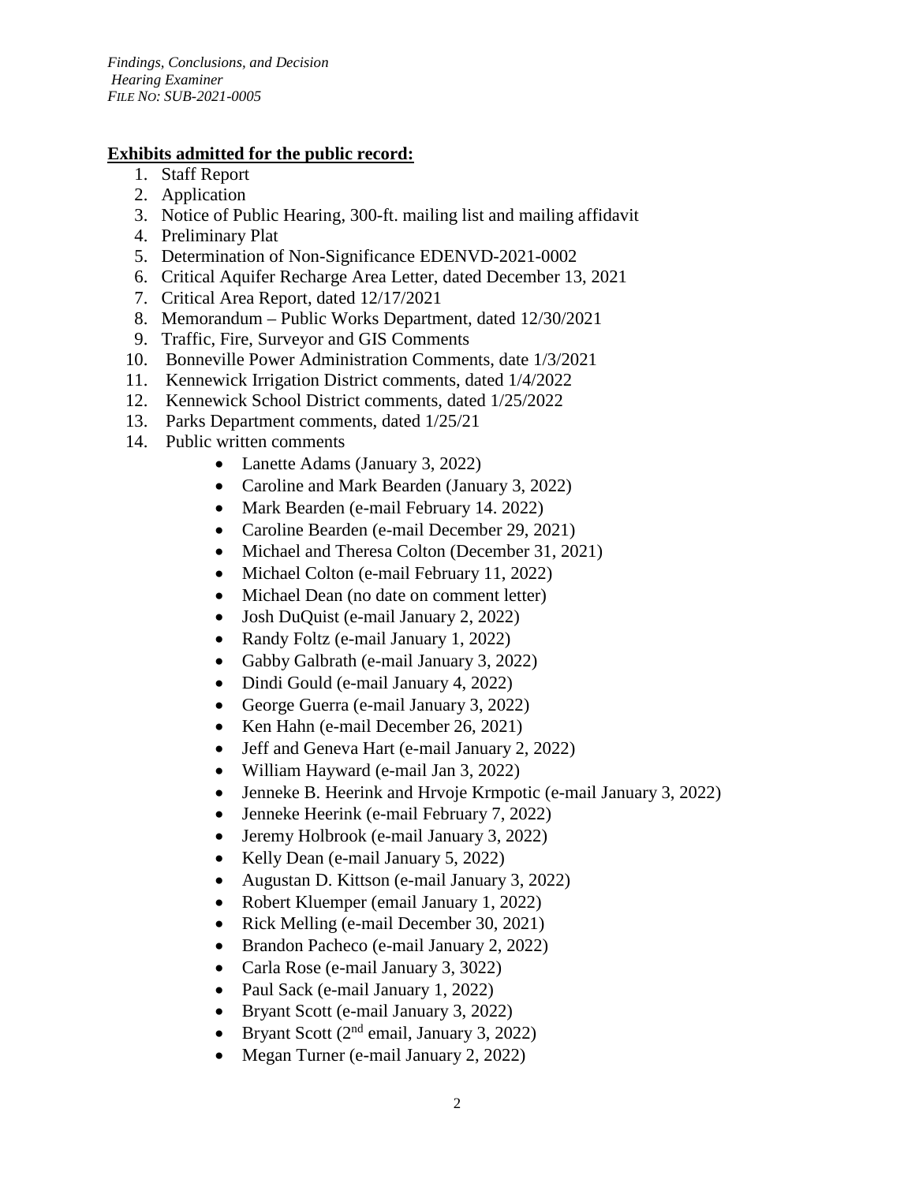**Exhibits admitted for the public record:**

1. Staff Report
2. Application
3. Notice of Public Hearing, 300-ft. mailing list and mailing affidavit
4. Preliminary Plat
5. Determination of Non-Significance EDENVD-2021-0002
6. Critical Aquifer Recharge Area Letter, dated December 13, 2021
7. Critical Area Report, dated 12/17/2021
8. Memorandum – Public Works Department, dated 12/30/2021
9. Traffic, Fire, Surveyor and GIS Comments
10. Bonneville Power Administration Comments, date 1/3/2021
11. Kennewick Irrigation District comments, dated 1/4/2022
12. Kennewick School District comments, dated 1/25/2022
13. Parks Department comments, dated 1/25/21
14. Public written comments
    - Lanette Adams (January 3, 2022)
    - Caroline and Mark Bearden (January 3, 2022)
    - Mark Bearden (e-mail February 14. 2022)
    - Caroline Bearden (e-mail December 29, 2021)
    - Michael and Theresa Colton (December 31, 2021)
    - Michael Colton (e-mail February 11, 2022)
    - Michael Dean (no date on comment letter)
    - Josh DuQuist (e-mail January 2, 2022)
    - Randy Foltz (e-mail January 1, 2022)
    - Gabby Galbrath (e-mail January 3, 2022)
    - Dindi Gould (e-mail January 4, 2022)
    - George Guerra (e-mail January 3, 2022)
    - Ken Hahn (e-mail December 26, 2021)
    - Jeff and Geneva Hart (e-mail January 2, 2022)
    - William Hayward (e-mail Jan 3, 2022)
    - Jenneke B. Heerink and Hrvoje Krmpotic (e-mail January 3, 2022)
    - Jenneke Heerink (e-mail February 7, 2022)
    - Jeremy Holbrook (e-mail January 3, 2022)
    - Kelly Dean (e-mail January 5, 2022)
    - Augustan D. Kittson (e-mail January 3, 2022)
    - Robert Kluemper (email January 1, 2022)
    - Rick Melling (e-mail December 30, 2021)
    - Brandon Pacheco (e-mail January 2, 2022)
    - Carla Rose (e-mail January 3, 3022)
    - Paul Sack (e-mail January 1, 2022)
    - Bryant Scott (e-mail January 3, 2022)
    - Bryant Scott (2nd email, January 3, 2022)
    - Megan Turner (e-mail January 2, 2022)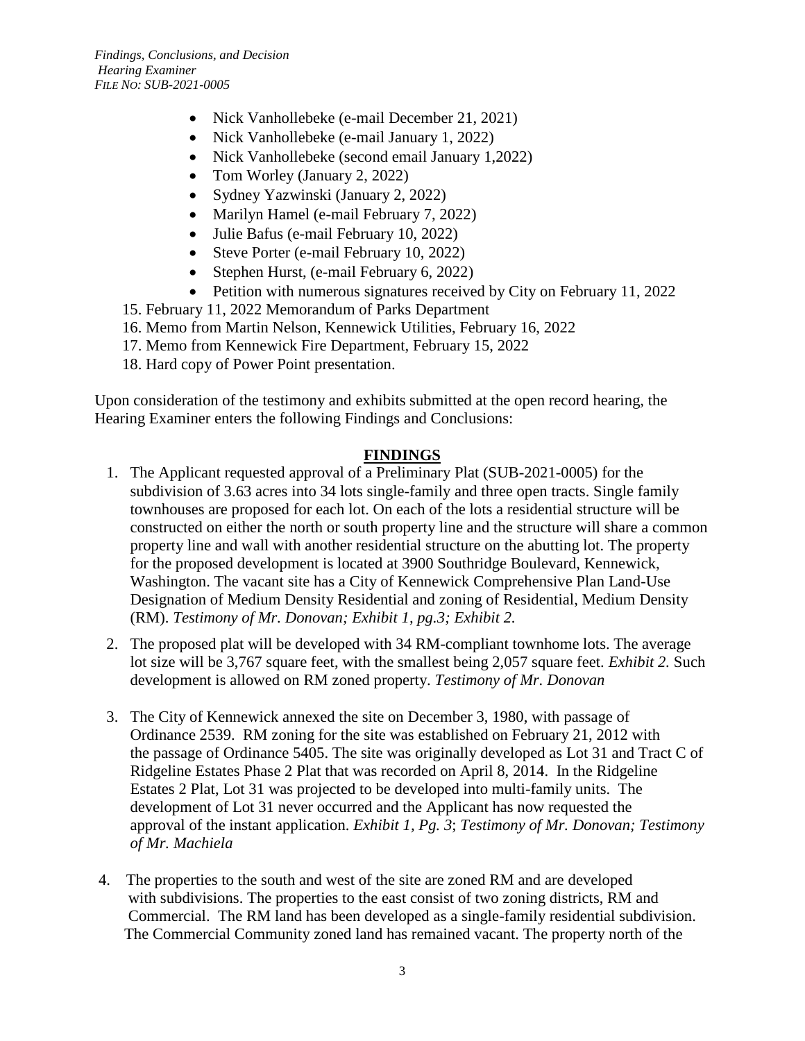- Nick Vanhollebeke (e-mail December 21, 2021)
- Nick Vanhollebeke (e-mail January 1, 2022)
- Nick Vanhollebeke (second email January 1,2022)
- Tom Worley (January 2, 2022)
- Sydney Yazwinski (January 2, 2022)
- Marilyn Hamel (e-mail February 7, 2022)
- Julie Bafus (e-mail February 10, 2022)
- Steve Porter (e-mail February 10, 2022)
- Stephen Hurst, (e-mail February 6, 2022)
- Petition with numerous signatures received by City on February 11, 2022

15. February 11, 2022 Memorandum of Parks Department
16. Memo from Martin Nelson, Kennewick Utilities, February 16, 2022
17. Memo from Kennewick Fire Department, February 15, 2022
18. Hard copy of Power Point presentation.

Upon consideration of the testimony and exhibits submitted at the open record hearing, the Hearing Examiner enters the following Findings and Conclusions:

## FINDINGS

1. The Applicant requested approval of a Preliminary Plat (SUB-2021-0005) for the subdivision of 3.63 acres into 34 lots single-family and three open tracts. Single family townhouses are proposed for each lot. On each of the lots a residential structure will be constructed on either the north or south property line and the structure will share a common property line and wall with another residential structure on the abutting lot. The property for the proposed development is located at 3900 Southridge Boulevard, Kennewick, Washington. The vacant site has a City of Kennewick Comprehensive Plan Land-Use Designation of Medium Density Residential and zoning of Residential, Medium Density (RM). *Testimony of Mr. Donovan; Exhibit 1, pg.3; Exhibit 2.*

2. The proposed plat will be developed with 34 RM-compliant townhome lots. The average lot size will be 3,767 square feet, with the smallest being 2,057 square feet. *Exhibit 2.* Such development is allowed on RM zoned property. *Testimony of Mr. Donovan*

3. The City of Kennewick annexed the site on December 3, 1980, with passage of Ordinance 2539. RM zoning for the site was established on February 21, 2012 with the passage of Ordinance 5405. The site was originally developed as Lot 31 and Tract C of Ridgeline Estates Phase 2 Plat that was recorded on April 8, 2014. In the Ridgeline Estates 2 Plat, Lot 31 was projected to be developed into multi-family units. The development of Lot 31 never occurred and the Applicant has now requested the approval of the instant application. *Exhibit 1, Pg. 3*; *Testimony of Mr. Donovan; Testimony of Mr. Machiela*

4. The properties to the south and west of the site are zoned RM and are developed with subdivisions. The properties to the east consist of two zoning districts, RM and Commercial. The RM land has been developed as a single-family residential subdivision. The Commercial Community zoned land has remained vacant. The property north of the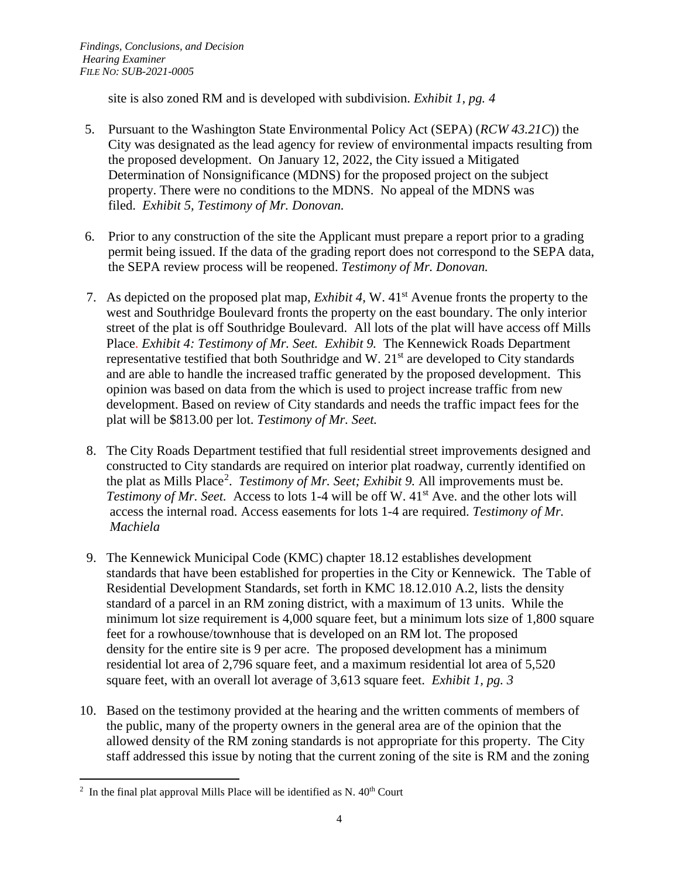site is also zoned RM and is developed with subdivision. *Exhibit 1, pg. 4*

5. Pursuant to the Washington State Environmental Policy Act (SEPA) (*RCW 43.21C*)) the City was designated as the lead agency for review of environmental impacts resulting from the proposed development. On January 12, 2022, the City issued a Mitigated Determination of Nonsignificance (MDNS) for the proposed project on the subject property. There were no conditions to the MDNS. No appeal of the MDNS was filed. *Exhibit 5, Testimony of Mr. Donovan.*

6. Prior to any construction of the site the Applicant must prepare a report prior to a grading permit being issued. If the data of the grading report does not correspond to the SEPA data, the SEPA review process will be reopened. *Testimony of Mr. Donovan.*

7. As depicted on the proposed plat map, *Exhibit 4*, W. 41st Avenue fronts the property to the west and Southridge Boulevard fronts the property on the east boundary. The only interior street of the plat is off Southridge Boulevard. All lots of the plat will have access off Mills Place. *Exhibit 4: Testimony of Mr. Seet. Exhibit 9.* The Kennewick Roads Department representative testified that both Southridge and W. 21st are developed to City standards and are able to handle the increased traffic generated by the proposed development. This opinion was based on data from the which is used to project increase traffic from new development. Based on review of City standards and needs the traffic impact fees for the plat will be $813.00 per lot. *Testimony of Mr. Seet.*

8. The City Roads Department testified that full residential street improvements designed and constructed to City standards are required on interior plat roadway, currently identified on the plat as Mills Place[2]. *Testimony of Mr. Seet; Exhibit 9.* All improvements must be. *Testimony of Mr. Seet.* Access to lots 1-4 will be off W. 41st Ave. and the other lots will access the internal road. Access easements for lots 1-4 are required. *Testimony of Mr. Machiela*

9. The Kennewick Municipal Code (KMC) chapter 18.12 establishes development standards that have been established for properties in the City or Kennewick. The Table of Residential Development Standards, set forth in KMC 18.12.010 A.2, lists the density standard of a parcel in an RM zoning district, with a maximum of 13 units. While the minimum lot size requirement is 4,000 square feet, but a minimum lots size of 1,800 square feet for a rowhouse/townhouse that is developed on an RM lot. The proposed density for the entire site is 9 per acre. The proposed development has a minimum residential lot area of 2,796 square feet, and a maximum residential lot area of 5,520 square feet, with an overall lot average of 3,613 square feet. *Exhibit 1, pg. 3*

10. Based on the testimony provided at the hearing and the written comments of members of the public, many of the property owners in the general area are of the opinion that the allowed density of the RM zoning standards is not appropriate for this property. The City staff addressed this issue by noting that the current zoning of the site is RM and the zoning

[2] In the final plat approval Mills Place will be identified as N. 40th Court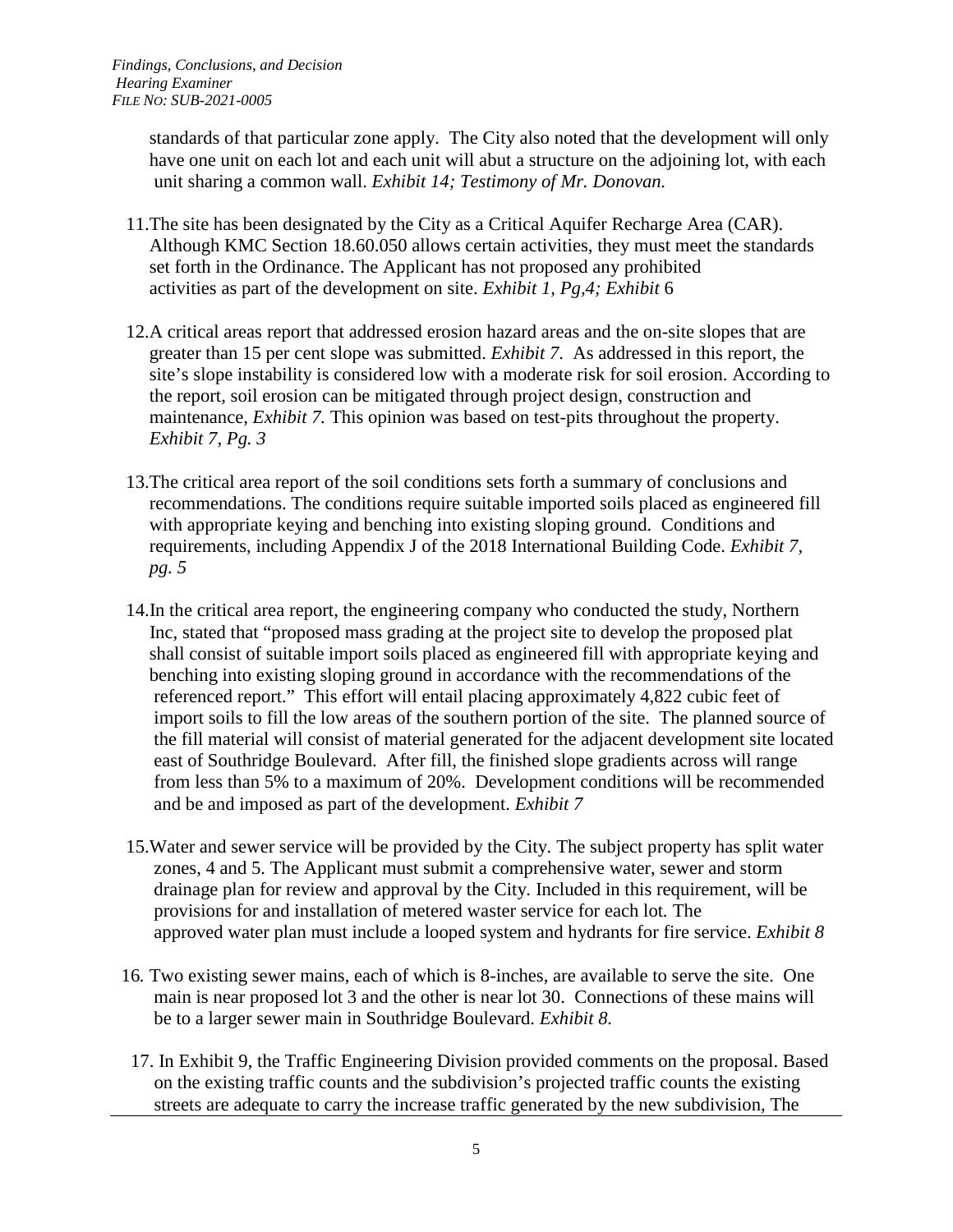standards of that particular zone apply. The City also noted that the development will only have one unit on each lot and each unit will abut a structure on the adjoining lot, with each unit sharing a common wall. *Exhibit 14; Testimony of Mr. Donovan.*

11. The site has been designated by the City as a Critical Aquifer Recharge Area (CAR). Although KMC Section 18.60.050 allows certain activities, they must meet the standards set forth in the Ordinance. The Applicant has not proposed any prohibited activities as part of the development on site. *Exhibit 1, Pg,4; Exhibit* 6

12. A critical areas report that addressed erosion hazard areas and the on-site slopes that are greater than 15 per cent slope was submitted. *Exhibit 7*. As addressed in this report, the site's slope instability is considered low with a moderate risk for soil erosion. According to the report, soil erosion can be mitigated through project design, construction and maintenance, *Exhibit 7.* This opinion was based on test-pits throughout the property. *Exhibit 7, Pg. 3*

13. The critical area report of the soil conditions sets forth a summary of conclusions and recommendations. The conditions require suitable imported soils placed as engineered fill with appropriate keying and benching into existing sloping ground. Conditions and requirements, including Appendix J of the 2018 International Building Code. *Exhibit 7, pg. 5*

14. In the critical area report, the engineering company who conducted the study, Northern Inc, stated that "proposed mass grading at the project site to develop the proposed plat shall consist of suitable import soils placed as engineered fill with appropriate keying and benching into existing sloping ground in accordance with the recommendations of the referenced report." This effort will entail placing approximately 4,822 cubic feet of import soils to fill the low areas of the southern portion of the site. The planned source of the fill material will consist of material generated for the adjacent development site located east of Southridge Boulevard. After fill, the finished slope gradients across will range from less than 5% to a maximum of 20%. Development conditions will be recommended and be and imposed as part of the development. *Exhibit 7*

15. Water and sewer service will be provided by the City. The subject property has split water zones, 4 and 5. The Applicant must submit a comprehensive water, sewer and storm drainage plan for review and approval by the City. Included in this requirement, will be provisions for and installation of metered waster service for each lot. The approved water plan must include a looped system and hydrants for fire service. *Exhibit 8*

16. Two existing sewer mains, each of which is 8-inches, are available to serve the site. One main is near proposed lot 3 and the other is near lot 30. Connections of these mains will be to a larger sewer main in Southridge Boulevard. *Exhibit 8.*

17. In Exhibit 9, the Traffic Engineering Division provided comments on the proposal. Based on the existing traffic counts and the subdivision's projected traffic counts the existing streets are adequate to carry the increase traffic generated by the new subdivision, The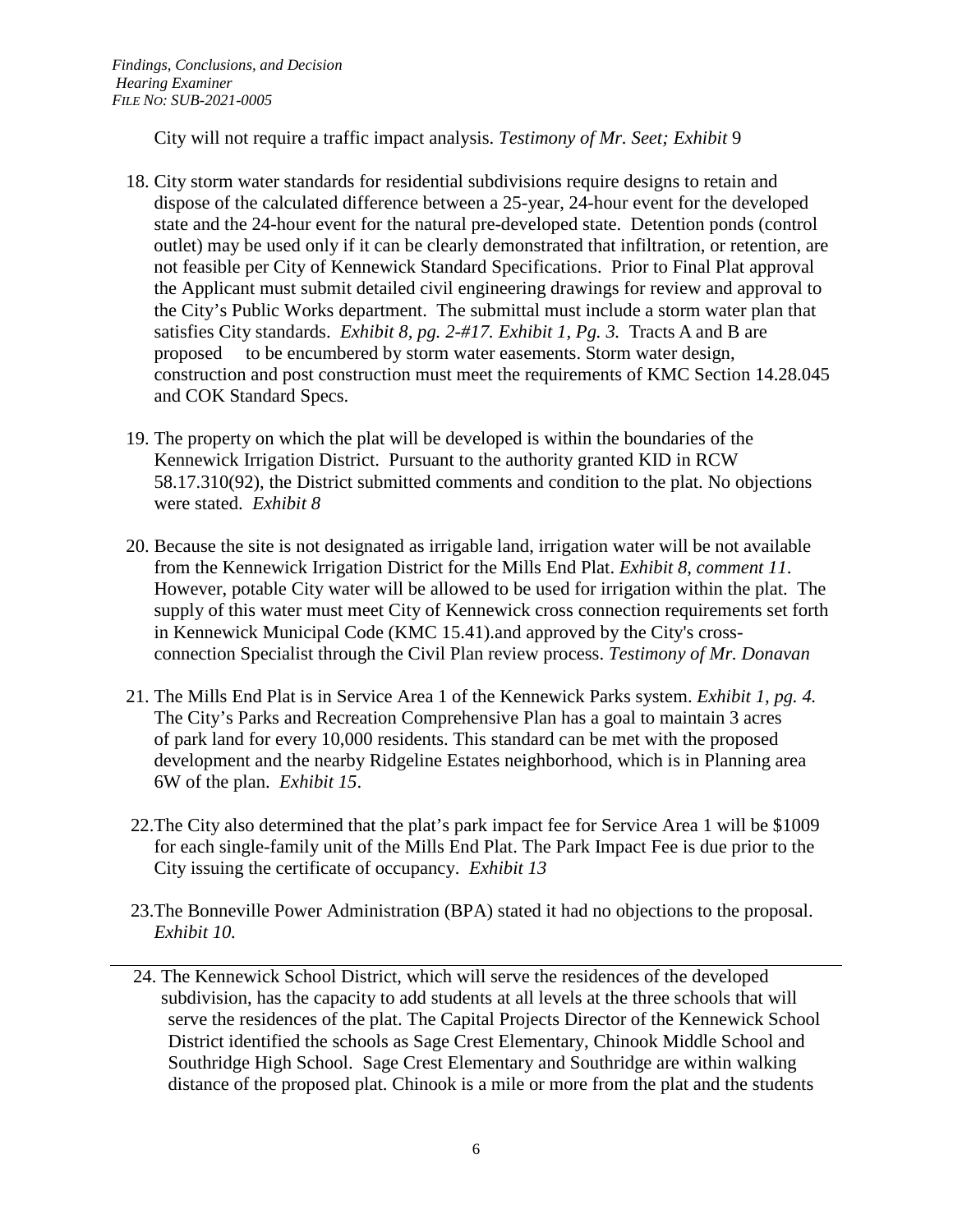City will not require a traffic impact analysis. *Testimony of Mr. Seet; Exhibit* 9

18. City storm water standards for residential subdivisions require designs to retain and dispose of the calculated difference between a 25-year, 24-hour event for the developed state and the 24-hour event for the natural pre-developed state. Detention ponds (control outlet) may be used only if it can be clearly demonstrated that infiltration, or retention, are not feasible per City of Kennewick Standard Specifications. Prior to Final Plat approval the Applicant must submit detailed civil engineering drawings for review and approval to the City's Public Works department. The submittal must include a storm water plan that satisfies City standards. *Exhibit 8, pg. 2-#17. Exhibit 1, Pg. 3.* Tracts A and B are proposed to be encumbered by storm water easements. Storm water design, construction and post construction must meet the requirements of KMC Section 14.28.045 and COK Standard Specs.

19. The property on which the plat will be developed is within the boundaries of the Kennewick Irrigation District. Pursuant to the authority granted KID in RCW 58.17.310(92), the District submitted comments and condition to the plat. No objections were stated. *Exhibit 8*

20. Because the site is not designated as irrigable land, irrigation water will be not available from the Kennewick Irrigation District for the Mills End Plat. *Exhibit 8, comment 11*. However, potable City water will be allowed to be used for irrigation within the plat. The supply of this water must meet City of Kennewick cross connection requirements set forth in Kennewick Municipal Code (KMC 15.41).and approved by the City's cross-connection Specialist through the Civil Plan review process. *Testimony of Mr. Donavan*

21. The Mills End Plat is in Service Area 1 of the Kennewick Parks system. *Exhibit 1, pg. 4.* The City's Parks and Recreation Comprehensive Plan has a goal to maintain 3 acres of park land for every 10,000 residents. This standard can be met with the proposed development and the nearby Ridgeline Estates neighborhood, which is in Planning area 6W of the plan. *Exhibit 15*.

22. The City also determined that the plat's park impact fee for Service Area 1 will be $1009 for each single-family unit of the Mills End Plat. The Park Impact Fee is due prior to the City issuing the certificate of occupancy. *Exhibit 13*

23. The Bonneville Power Administration (BPA) stated it had no objections to the proposal. *Exhibit 10.*

---

24. The Kennewick School District, which will serve the residences of the developed subdivision, has the capacity to add students at all levels at the three schools that will serve the residences of the plat. The Capital Projects Director of the Kennewick School District identified the schools as Sage Crest Elementary, Chinook Middle School and Southridge High School. Sage Crest Elementary and Southridge are within walking distance of the proposed plat. Chinook is a mile or more from the plat and the students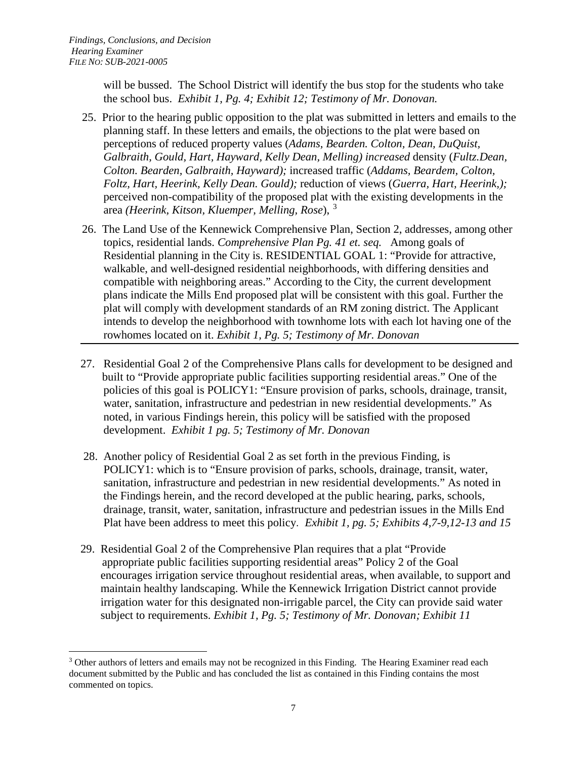will be bussed. The School District will identify the bus stop for the students who take the school bus. *Exhibit 1, Pg. 4; Exhibit 12; Testimony of Mr. Donovan.*

25. Prior to the hearing public opposition to the plat was submitted in letters and emails to the planning staff. In these letters and emails, the objections to the plat were based on perceptions of reduced property values (*Adams, Bearden. Colton, Dean, DuQuist, Galbraith, Gould, Hart, Hayward, Kelly Dean, Melling) increased* density (*Fultz.Dean, Colton. Bearden, Galbraith, Hayward);* increased traffic (*Addams, Beardem, Colton, Foltz, Hart, Heerink, Kelly Dean. Gould);* reduction of views (*Guerra, Hart, Heerink,);* perceived non-compatibility of the proposed plat with the existing developments in the area *(Heerink, Kitson, Kluemper, Melling, Rose*), [3]

26. The Land Use of the Kennewick Comprehensive Plan, Section 2, addresses, among other topics, residential lands. *Comprehensive Plan Pg. 41 et. seq.* Among goals of Residential planning in the City is. RESIDENTIAL GOAL 1: "Provide for attractive, walkable, and well-designed residential neighborhoods, with differing densities and compatible with neighboring areas." According to the City, the current development plans indicate the Mills End proposed plat will be consistent with this goal. Further the plat will comply with development standards of an RM zoning district. The Applicant intends to develop the neighborhood with townhome lots with each lot having one of the rowhomes located on it. *Exhibit 1, Pg. 5; Testimony of Mr. Donovan*

---

27. Residential Goal 2 of the Comprehensive Plans calls for development to be designed and built to "Provide appropriate public facilities supporting residential areas." One of the policies of this goal is POLICY1: "Ensure provision of parks, schools, drainage, transit, water, sanitation, infrastructure and pedestrian in new residential developments." As noted, in various Findings herein, this policy will be satisfied with the proposed development. *Exhibit 1 pg. 5; Testimony of Mr. Donovan*

28. Another policy of Residential Goal 2 as set forth in the previous Finding, is POLICY1: which is to "Ensure provision of parks, schools, drainage, transit, water, sanitation, infrastructure and pedestrian in new residential developments." As noted in the Findings herein, and the record developed at the public hearing, parks, schools, drainage, transit, water, sanitation, infrastructure and pedestrian issues in the Mills End Plat have been address to meet this policy. *Exhibit 1, pg. 5; Exhibits 4,7-9,12-13 and 15*

29. Residential Goal 2 of the Comprehensive Plan requires that a plat "Provide appropriate public facilities supporting residential areas" Policy 2 of the Goal encourages irrigation service throughout residential areas, when available, to support and maintain healthy landscaping. While the Kennewick Irrigation District cannot provide irrigation water for this designated non-irrigable parcel, the City can provide said water subject to requirements. *Exhibit 1, Pg. 5; Testimony of Mr. Donovan; Exhibit 11*

---

[3] Other authors of letters and emails may not be recognized in this Finding. The Hearing Examiner read each document submitted by the Public and has concluded the list as contained in this Finding contains the most commented on topics.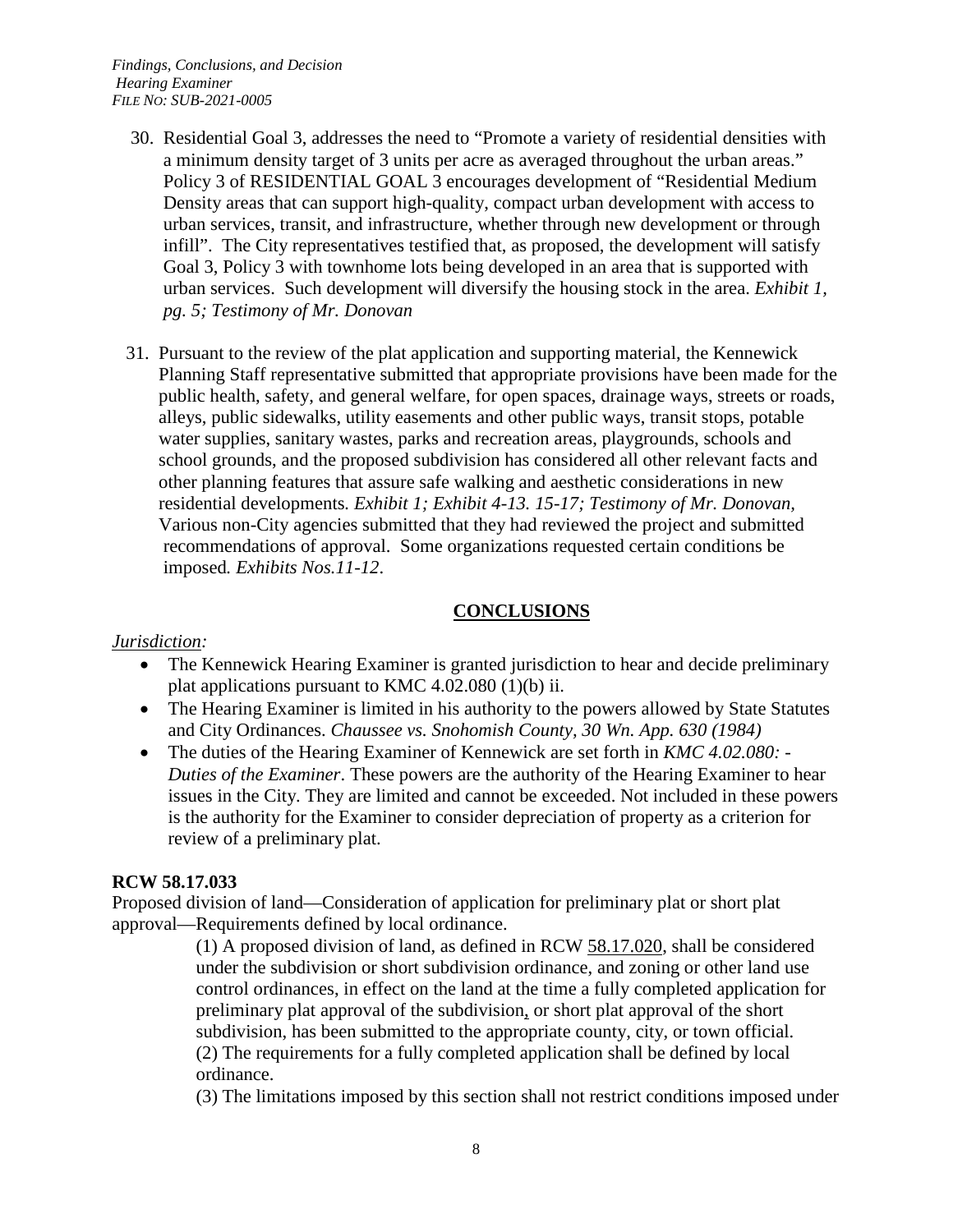30. Residential Goal 3, addresses the need to "Promote a variety of residential densities with a minimum density target of 3 units per acre as averaged throughout the urban areas." Policy 3 of RESIDENTIAL GOAL 3 encourages development of "Residential Medium Density areas that can support high-quality, compact urban development with access to urban services, transit, and infrastructure, whether through new development or through infill". The City representatives testified that, as proposed, the development will satisfy Goal 3, Policy 3 with townhome lots being developed in an area that is supported with urban services. Such development will diversify the housing stock in the area. *Exhibit 1, pg. 5; Testimony of Mr. Donovan*

31. Pursuant to the review of the plat application and supporting material, the Kennewick Planning Staff representative submitted that appropriate provisions have been made for the public health, safety, and general welfare, for open spaces, drainage ways, streets or roads, alleys, public sidewalks, utility easements and other public ways, transit stops, potable water supplies, sanitary wastes, parks and recreation areas, playgrounds, schools and school grounds, and the proposed subdivision has considered all other relevant facts and other planning features that assure safe walking and aesthetic considerations in new residential developments. *Exhibit 1; Exhibit 4-13. 15-17; Testimony of Mr. Donovan,* Various non-City agencies submitted that they had reviewed the project and submitted recommendations of approval. Some organizations requested certain conditions be imposed. *Exhibits Nos.11-12*.

## CONCLUSIONS

*Jurisdiction:*

- The Kennewick Hearing Examiner is granted jurisdiction to hear and decide preliminary plat applications pursuant to KMC 4.02.080 (1)(b) ii.
- The Hearing Examiner is limited in his authority to the powers allowed by State Statutes and City Ordinances. *Chaussee vs. Snohomish County, 30 Wn. App. 630 (1984)*
- The duties of the Hearing Examiner of Kennewick are set forth in *KMC 4.02.080: - Duties of the Examiner*. These powers are the authority of the Hearing Examiner to hear issues in the City. They are limited and cannot be exceeded. Not included in these powers is the authority for the Examiner to consider depreciation of property as a criterion for review of a preliminary plat.

**RCW 58.17.033**

Proposed division of land—Consideration of application for preliminary plat or short plat approval—Requirements defined by local ordinance.

> (1) A proposed division of land, as defined in RCW 58.17.020, shall be considered under the subdivision or short subdivision ordinance, and zoning or other land use control ordinances, in effect on the land at the time a fully completed application for preliminary plat approval of the subdivision, or short plat approval of the short subdivision, has been submitted to the appropriate county, city, or town official.
> (2) The requirements for a fully completed application shall be defined by local ordinance.
> (3) The limitations imposed by this section shall not restrict conditions imposed under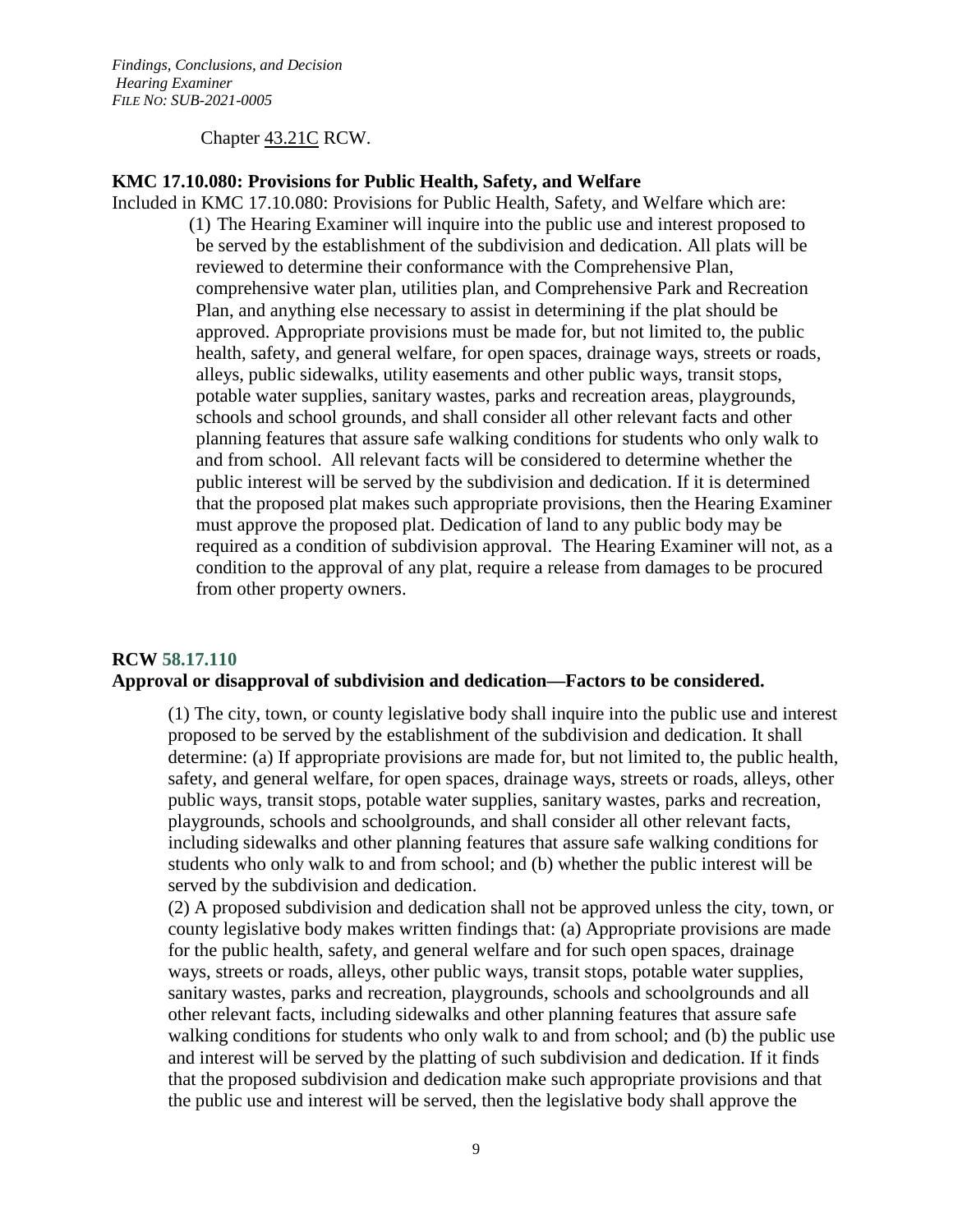Chapter 43.21C RCW.

**KMC 17.10.080: Provisions for Public Health, Safety, and Welfare**

Included in KMC 17.10.080: Provisions for Public Health, Safety, and Welfare which are:

> (1) The Hearing Examiner will inquire into the public use and interest proposed to be served by the establishment of the subdivision and dedication. All plats will be reviewed to determine their conformance with the Comprehensive Plan, comprehensive water plan, utilities plan, and Comprehensive Park and Recreation Plan, and anything else necessary to assist in determining if the plat should be approved. Appropriate provisions must be made for, but not limited to, the public health, safety, and general welfare, for open spaces, drainage ways, streets or roads, alleys, public sidewalks, utility easements and other public ways, transit stops, potable water supplies, sanitary wastes, parks and recreation areas, playgrounds, schools and school grounds, and shall consider all other relevant facts and other planning features that assure safe walking conditions for students who only walk to and from school. All relevant facts will be considered to determine whether the public interest will be served by the subdivision and dedication. If it is determined that the proposed plat makes such appropriate provisions, then the Hearing Examiner must approve the proposed plat. Dedication of land to any public body may be required as a condition of subdivision approval. The Hearing Examiner will not, as a condition to the approval of any plat, require a release from damages to be procured from other property owners.

**RCW 58.17.110**
**Approval or disapproval of subdivision and dedication—Factors to be considered.**

> (1) The city, town, or county legislative body shall inquire into the public use and interest proposed to be served by the establishment of the subdivision and dedication. It shall determine: (a) If appropriate provisions are made for, but not limited to, the public health, safety, and general welfare, for open spaces, drainage ways, streets or roads, alleys, other public ways, transit stops, potable water supplies, sanitary wastes, parks and recreation, playgrounds, schools and schoolgrounds, and shall consider all other relevant facts, including sidewalks and other planning features that assure safe walking conditions for students who only walk to and from school; and (b) whether the public interest will be served by the subdivision and dedication.
>
> (2) A proposed subdivision and dedication shall not be approved unless the city, town, or county legislative body makes written findings that: (a) Appropriate provisions are made for the public health, safety, and general welfare and for such open spaces, drainage ways, streets or roads, alleys, other public ways, transit stops, potable water supplies, sanitary wastes, parks and recreation, playgrounds, schools and schoolgrounds and all other relevant facts, including sidewalks and other planning features that assure safe walking conditions for students who only walk to and from school; and (b) the public use and interest will be served by the platting of such subdivision and dedication. If it finds that the proposed subdivision and dedication make such appropriate provisions and that the public use and interest will be served, then the legislative body shall approve the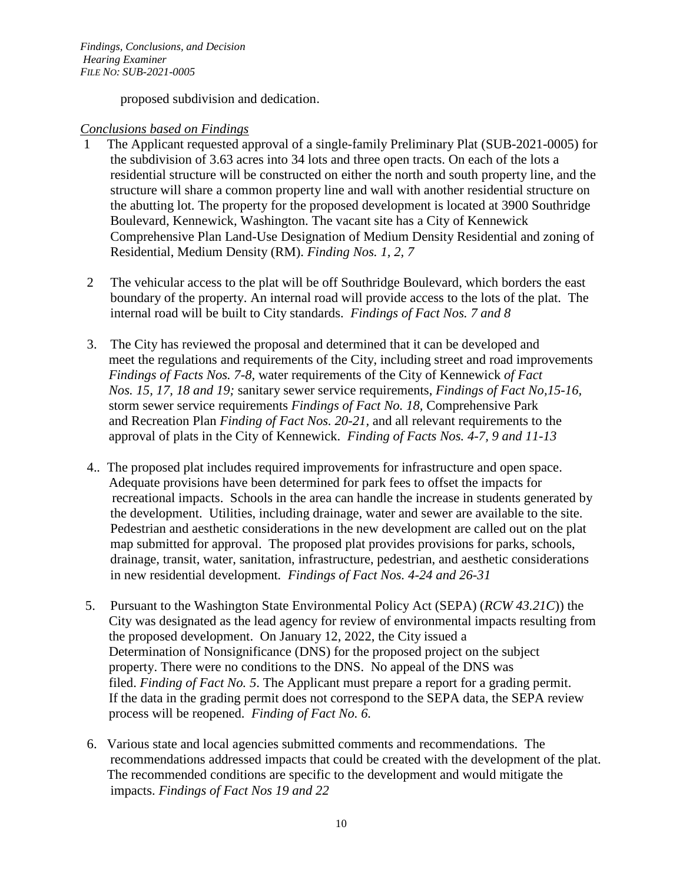proposed subdivision and dedication.

*Conclusions based on Findings*

1. The Applicant requested approval of a single-family Preliminary Plat (SUB-2021-0005) for the subdivision of 3.63 acres into 34 lots and three open tracts. On each of the lots a residential structure will be constructed on either the north and south property line, and the structure will share a common property line and wall with another residential structure on the abutting lot. The property for the proposed development is located at 3900 Southridge Boulevard, Kennewick, Washington. The vacant site has a City of Kennewick Comprehensive Plan Land-Use Designation of Medium Density Residential and zoning of Residential, Medium Density (RM). *Finding Nos. 1, 2, 7*

2. The vehicular access to the plat will be off Southridge Boulevard, which borders the east boundary of the property. An internal road will provide access to the lots of the plat. The internal road will be built to City standards. *Findings of Fact Nos. 7 and 8*

3. The City has reviewed the proposal and determined that it can be developed and meet the regulations and requirements of the City, including street and road improvements *Findings of Facts Nos. 7-8,* water requirements of the City of Kennewick *of Fact Nos. 15, 17, 18 and 19;* sanitary sewer service requirements, *Findings of Fact No,15-16,* storm sewer service requirements *Findings of Fact No. 18,* Comprehensive Park and Recreation Plan *Finding of Fact Nos. 20-21,* and all relevant requirements to the approval of plats in the City of Kennewick. *Finding of Facts Nos. 4-7, 9 and 11-13*

4.. The proposed plat includes required improvements for infrastructure and open space. Adequate provisions have been determined for park fees to offset the impacts for recreational impacts. Schools in the area can handle the increase in students generated by the development. Utilities, including drainage, water and sewer are available to the site. Pedestrian and aesthetic considerations in the new development are called out on the plat map submitted for approval. The proposed plat provides provisions for parks, schools, drainage, transit, water, sanitation, infrastructure, pedestrian, and aesthetic considerations in new residential development. *Findings of Fact Nos. 4-24 and 26-31*

5. Pursuant to the Washington State Environmental Policy Act (SEPA) (*RCW 43.21C*)) the City was designated as the lead agency for review of environmental impacts resulting from the proposed development. On January 12, 2022, the City issued a Determination of Nonsignificance (DNS) for the proposed project on the subject property. There were no conditions to the DNS. No appeal of the DNS was filed. *Finding of Fact No. 5*. The Applicant must prepare a report for a grading permit. If the data in the grading permit does not correspond to the SEPA data, the SEPA review process will be reopened. *Finding of Fact No. 6.*

6. Various state and local agencies submitted comments and recommendations. The recommendations addressed impacts that could be created with the development of the plat. The recommended conditions are specific to the development and would mitigate the impacts. *Findings of Fact Nos 19 and 22*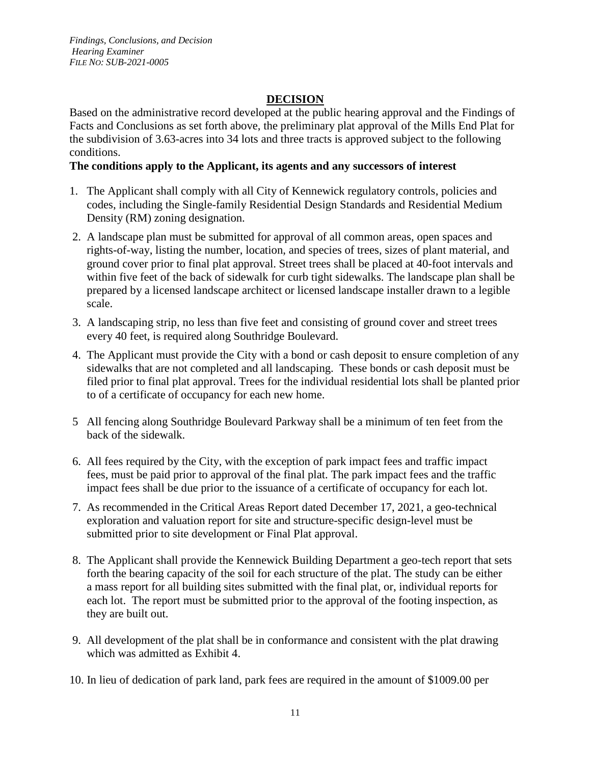## DECISION

Based on the administrative record developed at the public hearing approval and the Findings of Facts and Conclusions as set forth above, the preliminary plat approval of the Mills End Plat for the subdivision of 3.63-acres into 34 lots and three tracts is approved subject to the following conditions.

**The conditions apply to the Applicant, its agents and any successors of interest**

1. The Applicant shall comply with all City of Kennewick regulatory controls, policies and codes, including the Single-family Residential Design Standards and Residential Medium Density (RM) zoning designation.
2. A landscape plan must be submitted for approval of all common areas, open spaces and rights-of-way, listing the number, location, and species of trees, sizes of plant material, and ground cover prior to final plat approval. Street trees shall be placed at 40-foot intervals and within five feet of the back of sidewalk for curb tight sidewalks. The landscape plan shall be prepared by a licensed landscape architect or licensed landscape installer drawn to a legible scale.
3. A landscaping strip, no less than five feet and consisting of ground cover and street trees every 40 feet, is required along Southridge Boulevard.
4. The Applicant must provide the City with a bond or cash deposit to ensure completion of any sidewalks that are not completed and all landscaping. These bonds or cash deposit must be filed prior to final plat approval. Trees for the individual residential lots shall be planted prior to of a certificate of occupancy for each new home.
5. All fencing along Southridge Boulevard Parkway shall be a minimum of ten feet from the back of the sidewalk.
6. All fees required by the City, with the exception of park impact fees and traffic impact fees, must be paid prior to approval of the final plat. The park impact fees and the traffic impact fees shall be due prior to the issuance of a certificate of occupancy for each lot.
7. As recommended in the Critical Areas Report dated December 17, 2021, a geo-technical exploration and valuation report for site and structure-specific design-level must be submitted prior to site development or Final Plat approval.
8. The Applicant shall provide the Kennewick Building Department a geo-tech report that sets forth the bearing capacity of the soil for each structure of the plat. The study can be either a mass report for all building sites submitted with the final plat, or, individual reports for each lot. The report must be submitted prior to the approval of the footing inspection, as they are built out.
9. All development of the plat shall be in conformance and consistent with the plat drawing which was admitted as Exhibit 4.
10. In lieu of dedication of park land, park fees are required in the amount of $1009.00 per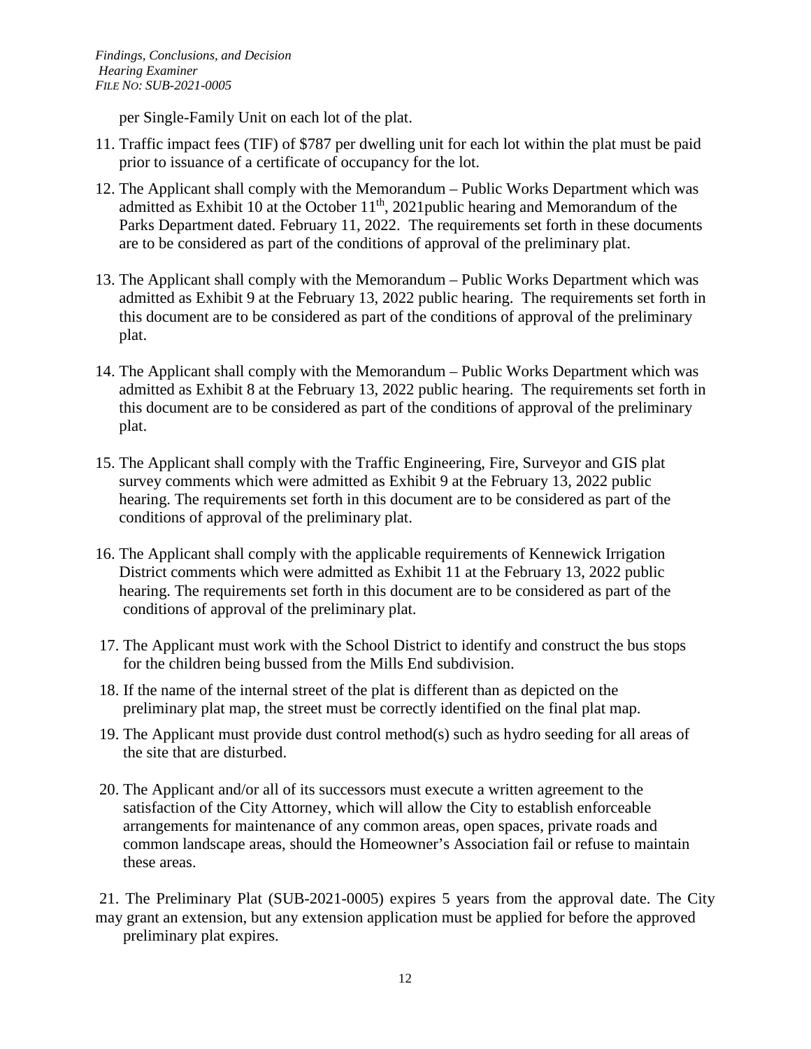per Single-Family Unit on each lot of the plat.

11. Traffic impact fees (TIF) of $787 per dwelling unit for each lot within the plat must be paid prior to issuance of a certificate of occupancy for the lot.

12. The Applicant shall comply with the Memorandum – Public Works Department which was admitted as Exhibit 10 at the October 11th, 2021public hearing and Memorandum of the Parks Department dated. February 11, 2022. The requirements set forth in these documents are to be considered as part of the conditions of approval of the preliminary plat.

13. The Applicant shall comply with the Memorandum – Public Works Department which was admitted as Exhibit 9 at the February 13, 2022 public hearing. The requirements set forth in this document are to be considered as part of the conditions of approval of the preliminary plat.

14. The Applicant shall comply with the Memorandum – Public Works Department which was admitted as Exhibit 8 at the February 13, 2022 public hearing. The requirements set forth in this document are to be considered as part of the conditions of approval of the preliminary plat.

15. The Applicant shall comply with the Traffic Engineering, Fire, Surveyor and GIS plat survey comments which were admitted as Exhibit 9 at the February 13, 2022 public hearing. The requirements set forth in this document are to be considered as part of the conditions of approval of the preliminary plat.

16. The Applicant shall comply with the applicable requirements of Kennewick Irrigation District comments which were admitted as Exhibit 11 at the February 13, 2022 public hearing. The requirements set forth in this document are to be considered as part of the conditions of approval of the preliminary plat.

17. The Applicant must work with the School District to identify and construct the bus stops for the children being bussed from the Mills End subdivision.

18. If the name of the internal street of the plat is different than as depicted on the preliminary plat map, the street must be correctly identified on the final plat map.

19. The Applicant must provide dust control method(s) such as hydro seeding for all areas of the site that are disturbed.

20. The Applicant and/or all of its successors must execute a written agreement to the satisfaction of the City Attorney, which will allow the City to establish enforceable arrangements for maintenance of any common areas, open spaces, private roads and common landscape areas, should the Homeowner's Association fail or refuse to maintain these areas.

21. The Preliminary Plat (SUB-2021-0005) expires 5 years from the approval date. The City may grant an extension, but any extension application must be applied for before the approved preliminary plat expires.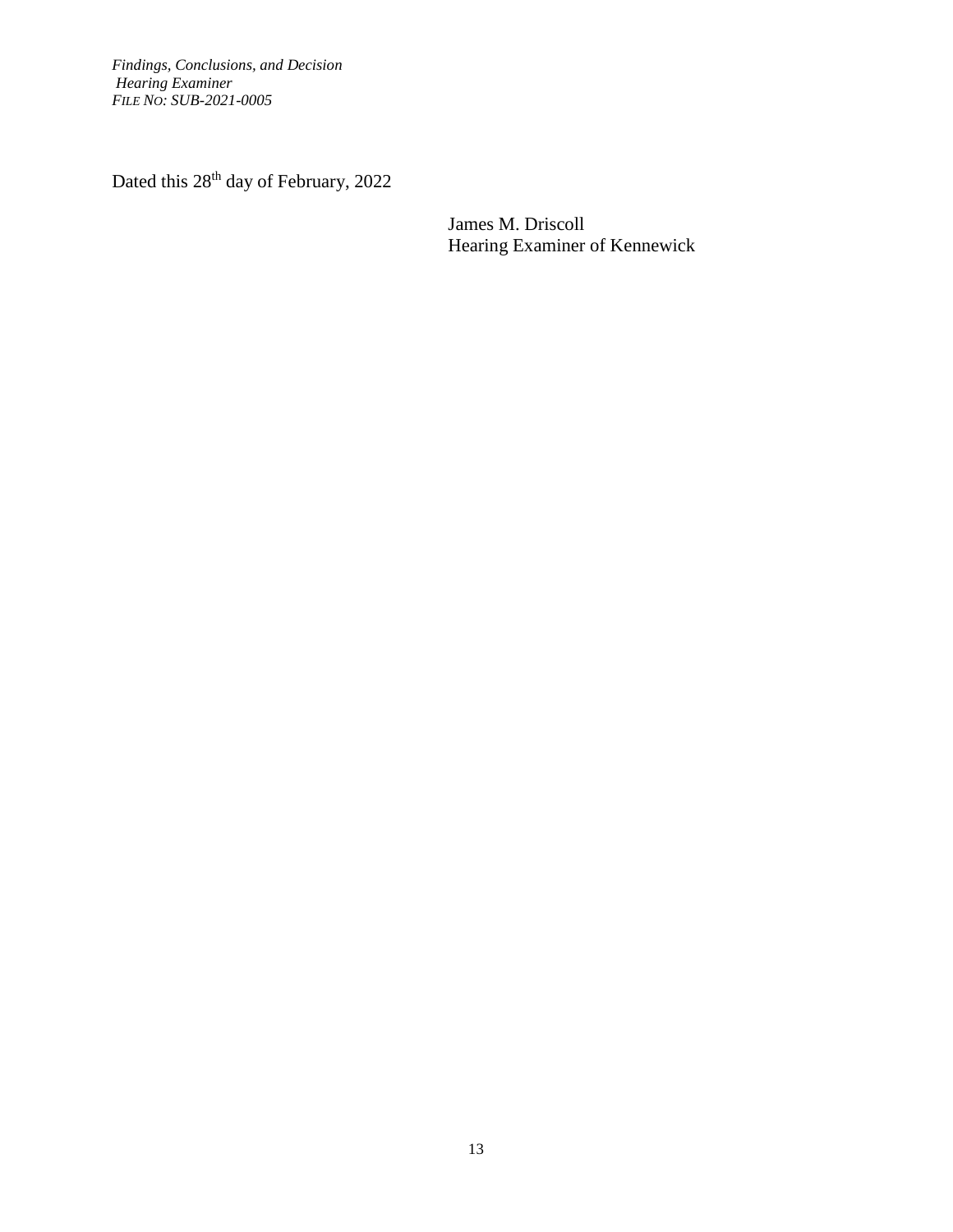Dated this 28th day of February, 2022

James M. Driscoll
Hearing Examiner of Kennewick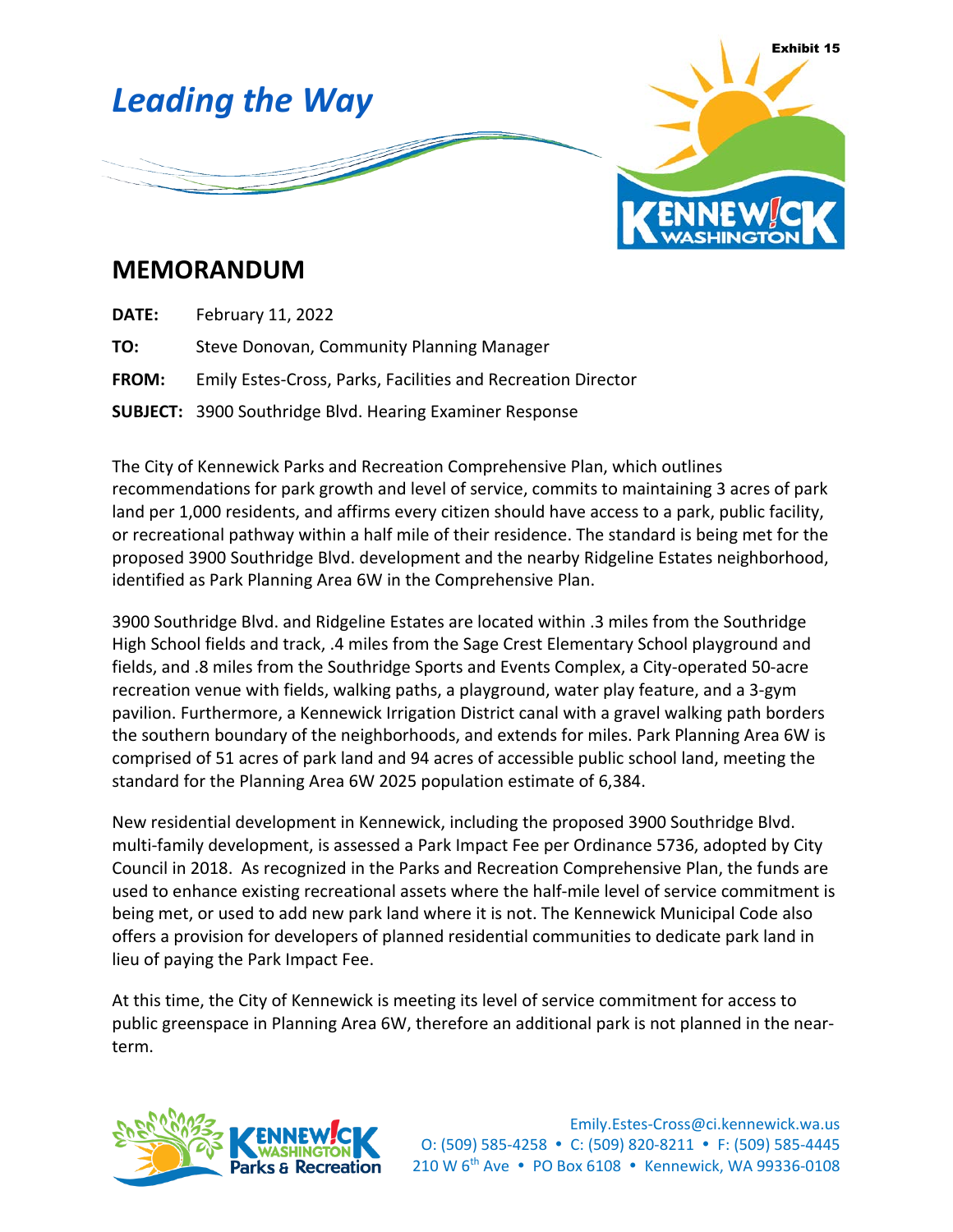Exhibit 15

*Leading the Way*

# MEMORANDUM

**DATE:** February 11, 2022

**TO:** Steve Donovan, Community Planning Manager

**FROM:** Emily Estes-Cross, Parks, Facilities and Recreation Director

**SUBJECT:** 3900 Southridge Blvd. Hearing Examiner Response

The City of Kennewick Parks and Recreation Comprehensive Plan, which outlines recommendations for park growth and level of service, commits to maintaining 3 acres of park land per 1,000 residents, and affirms every citizen should have access to a park, public facility, or recreational pathway within a half mile of their residence. The standard is being met for the proposed 3900 Southridge Blvd. development and the nearby Ridgeline Estates neighborhood, identified as Park Planning Area 6W in the Comprehensive Plan.

3900 Southridge Blvd. and Ridgeline Estates are located within .3 miles from the Southridge High School fields and track, .4 miles from the Sage Crest Elementary School playground and fields, and .8 miles from the Southridge Sports and Events Complex, a City-operated 50-acre recreation venue with fields, walking paths, a playground, water play feature, and a 3-gym pavilion. Furthermore, a Kennewick Irrigation District canal with a gravel walking path borders the southern boundary of the neighborhoods, and extends for miles. Park Planning Area 6W is comprised of 51 acres of park land and 94 acres of accessible public school land, meeting the standard for the Planning Area 6W 2025 population estimate of 6,384.

New residential development in Kennewick, including the proposed 3900 Southridge Blvd. multi-family development, is assessed a Park Impact Fee per Ordinance 5736, adopted by City Council in 2018. As recognized in the Parks and Recreation Comprehensive Plan, the funds are used to enhance existing recreational assets where the half-mile level of service commitment is being met, or used to add new park land where it is not. The Kennewick Municipal Code also offers a provision for developers of planned residential communities to dedicate park land in lieu of paying the Park Impact Fee.

At this time, the City of Kennewick is meeting its level of service commitment for access to public greenspace in Planning Area 6W, therefore an additional park is not planned in the near-term.

Emily.Estes-Cross@ci.kennewick.wa.us
O: (509) 585-4258 • C: (509) 820-8211 • F: (509) 585-4445
210 W 6th Ave • PO Box 6108 • Kennewick, WA 99336-0108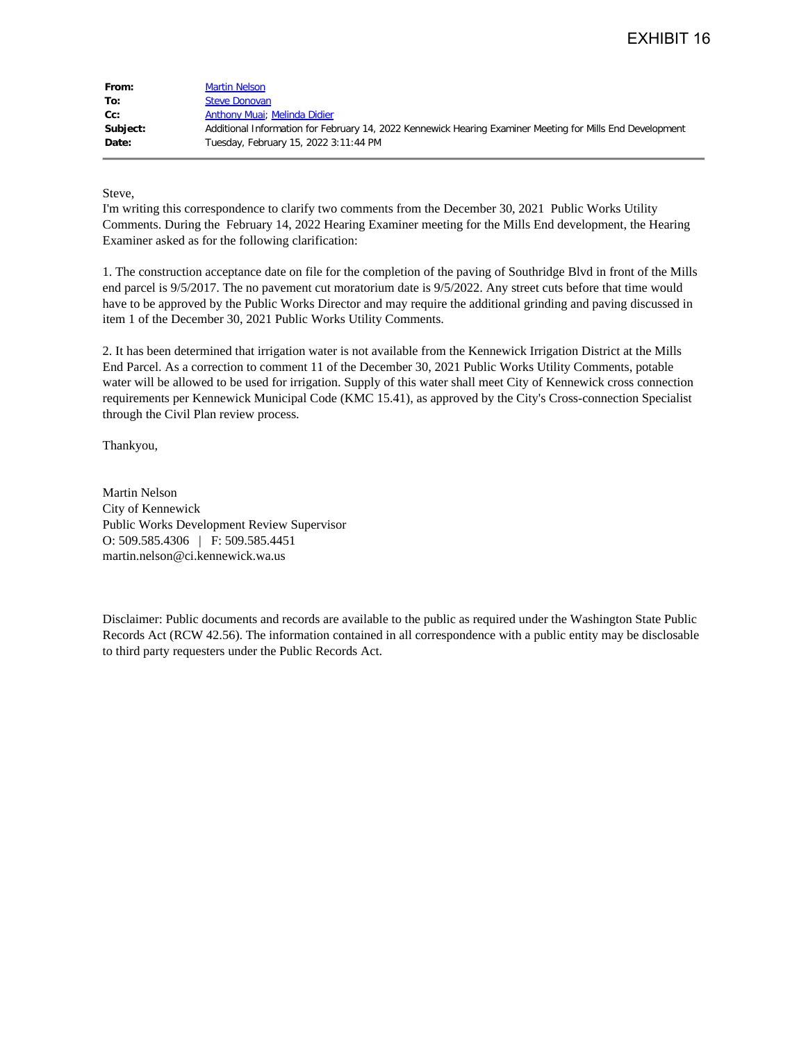EXHIBIT 16

**From:** Martin Nelson
**To:** Steve Donovan
**Cc:** Anthony Muai; Melinda Didier
**Subject:** Additional Information for February 14, 2022 Kennewick Hearing Examiner Meeting for Mills End Development
**Date:** Tuesday, February 15, 2022 3:11:44 PM

---

Steve,
I'm writing this correspondence to clarify two comments from the December 30, 2021 Public Works Utility Comments. During the February 14, 2022 Hearing Examiner meeting for the Mills End development, the Hearing Examiner asked as for the following clarification:

1. The construction acceptance date on file for the completion of the paving of Southridge Blvd in front of the Mills end parcel is 9/5/2017. The no pavement cut moratorium date is 9/5/2022. Any street cuts before that time would have to be approved by the Public Works Director and may require the additional grinding and paving discussed in item 1 of the December 30, 2021 Public Works Utility Comments.

2. It has been determined that irrigation water is not available from the Kennewick Irrigation District at the Mills End Parcel. As a correction to comment 11 of the December 30, 2021 Public Works Utility Comments, potable water will be allowed to be used for irrigation. Supply of this water shall meet City of Kennewick cross connection requirements per Kennewick Municipal Code (KMC 15.41), as approved by the City's Cross-connection Specialist through the Civil Plan review process.

Thankyou,

Martin Nelson
City of Kennewick
Public Works Development Review Supervisor
O: 509.585.4306 | F: 509.585.4451
martin.nelson@ci.kennewick.wa.us

Disclaimer: Public documents and records are available to the public as required under the Washington State Public Records Act (RCW 42.56). The information contained in all correspondence with a public entity may be disclosable to third party requesters under the Public Records Act.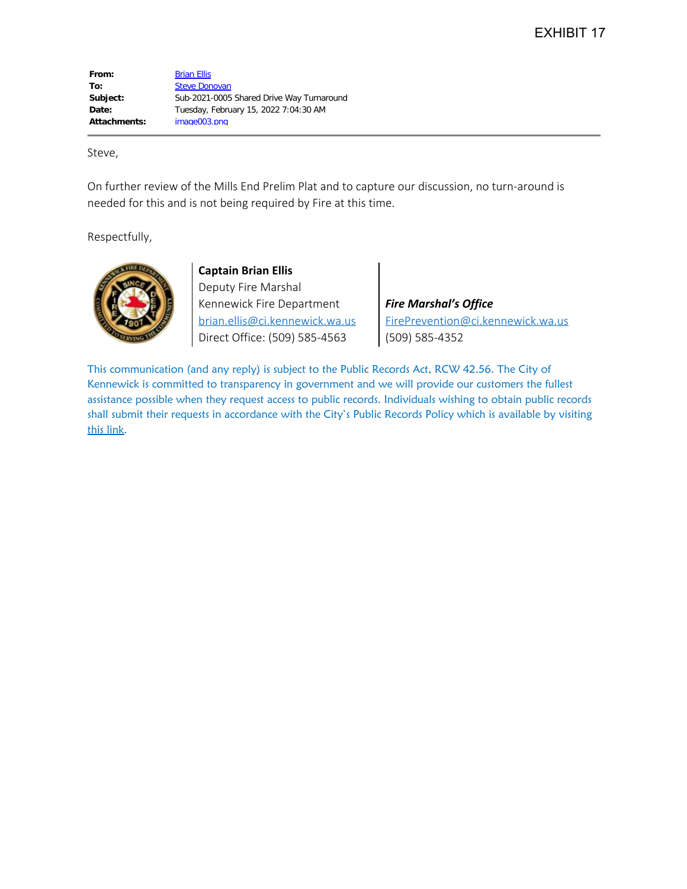EXHIBIT 17

| | |
|---|---|
| **From:** | Brian Ellis |
| **To:** | Steve Donovan |
| **Subject:** | Sub-2021-0005 Shared Drive Way Turnaround |
| **Date:** | Tuesday, February 15, 2022 7:04:30 AM |
| **Attachments:** | image003.png |

Steve,

On further review of the Mills End Prelim Plat and to capture our discussion, no turn-around is needed for this and is not being required by Fire at this time.

Respectfully,

**Captain Brian Ellis**
Deputy Fire Marshal
Kennewick Fire Department
brian.ellis@ci.kennewick.wa.us
Direct Office: (509) 585-4563

***Fire Marshal's Office***
FirePrevention@ci.kennewick.wa.us
(509) 585-4352

This communication (and any reply) is subject to the Public Records Act, RCW 42.56. The City of Kennewick is committed to transparency in government and we will provide our customers the fullest assistance possible when they request access to public records. Individuals wishing to obtain public records shall submit their requests in accordance with the City's Public Records Policy which is available by visiting this link.